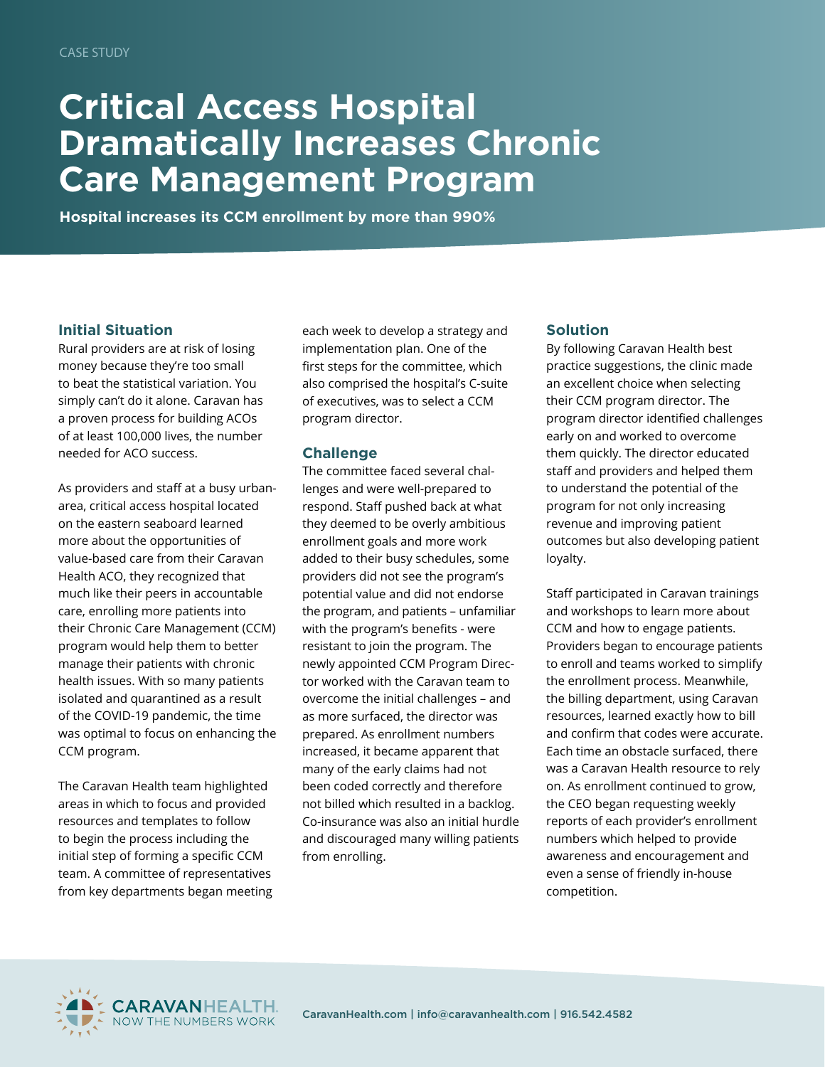CASE STUDY

# Critical Access Hospital Dramatically Increases Chronic Care Management Program

**Hospital increases its CCM enrollment by more than 990%**

## Initial Situation

Rural providers are at risk of losing money because they're too small to beat the statistical variation. You simply can't do it alone. Caravan has a proven process for building ACOs of at least 100,000 lives, the number needed for ACO success.

As providers and staff at a busy urban-area, critical access hospital located on the eastern seaboard learned more about the opportunities of value-based care from their Caravan Health ACO, they recognized that much like their peers in accountable care, enrolling more patients into their Chronic Care Management (CCM) program would help them to better manage their patients with chronic health issues. With so many patients isolated and quarantined as a result of the COVID-19 pandemic, the time was optimal to focus on enhancing the CCM program.

The Caravan Health team highlighted areas in which to focus and provided resources and templates to follow to begin the process including the initial step of forming a specific CCM team. A committee of representatives from key departments began meeting each week to develop a strategy and implementation plan. One of the first steps for the committee, which also comprised the hospital's C-suite of executives, was to select a CCM program director.

## Challenge

The committee faced several challenges and were well-prepared to respond. Staff pushed back at what they deemed to be overly ambitious enrollment goals and more work added to their busy schedules, some providers did not see the program's potential value and did not endorse the program, and patients – unfamiliar with the program's benefits - were resistant to join the program. The newly appointed CCM Program Director worked with the Caravan team to overcome the initial challenges – and as more surfaced, the director was prepared. As enrollment numbers increased, it became apparent that many of the early claims had not been coded correctly and therefore not billed which resulted in a backlog. Co-insurance was also an initial hurdle and discouraged many willing patients from enrolling.

## Solution

By following Caravan Health best practice suggestions, the clinic made an excellent choice when selecting their CCM program director. The program director identified challenges early on and worked to overcome them quickly. The director educated staff and providers and helped them to understand the potential of the program for not only increasing revenue and improving patient outcomes but also developing patient loyalty.

Staff participated in Caravan trainings and workshops to learn more about CCM and how to engage patients. Providers began to encourage patients to enroll and teams worked to simplify the enrollment process. Meanwhile, the billing department, using Caravan resources, learned exactly how to bill and confirm that codes were accurate. Each time an obstacle surfaced, there was a Caravan Health resource to rely on. As enrollment continued to grow, the CEO began requesting weekly reports of each provider's enrollment numbers which helped to provide awareness and encouragement and even a sense of friendly in-house competition.

CARAVANHEALTH. NOW THE NUMBERS WORK

CaravanHealth.com | info@caravanhealth.com | 916.542.4582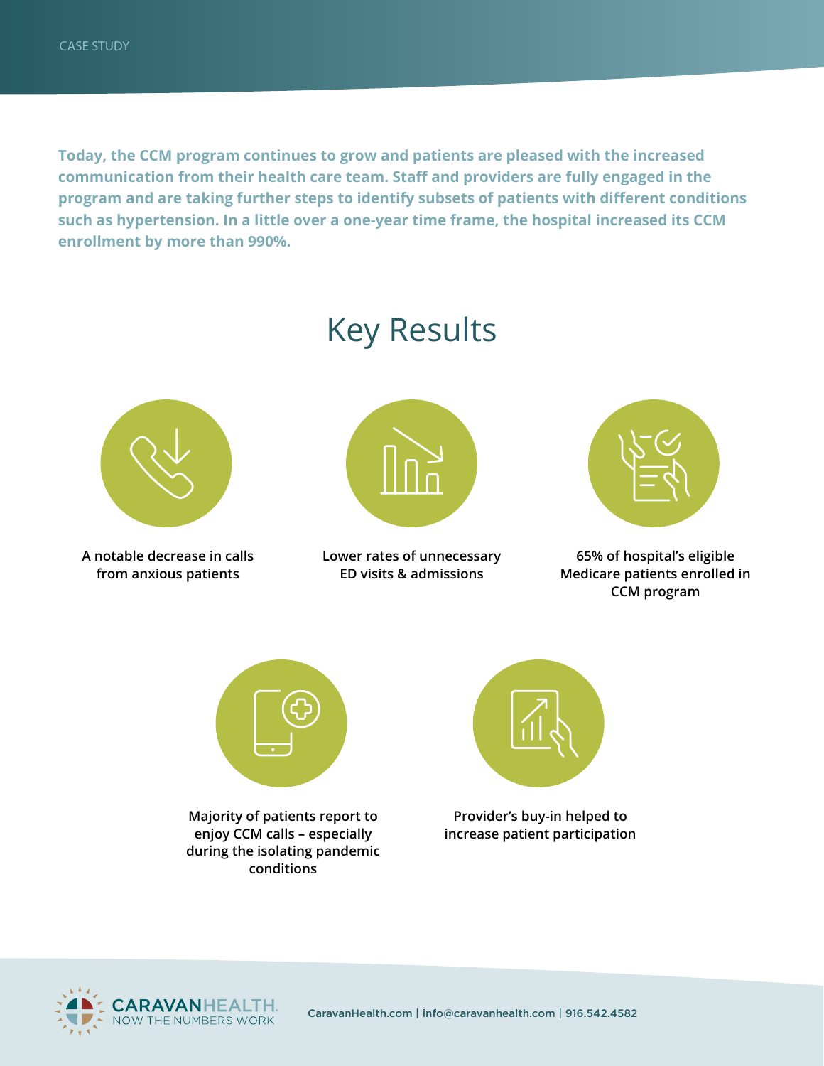**Today, the CCM program continues to grow and patients are pleased with the increased communication from their health care team. Staff and providers are fully engaged in the program and are taking further steps to identify subsets of patients with different conditions such as hypertension. In a little over a one-year time frame, the hospital increased its CCM enrollment by more than 990%.**

# Key Results

A notable decrease in calls from anxious patients

Lower rates of unnecessary ED visits & admissions

65% of hospital's eligible Medicare patients enrolled in CCM program

Majority of patients report to enjoy CCM calls – especially during the isolating pandemic conditions

Provider's buy-in helped to increase patient participation

CARAVANHEALTH. NOW THE NUMBERS WORK

CaravanHealth.com | info@caravanhealth.com | 916.542.4582